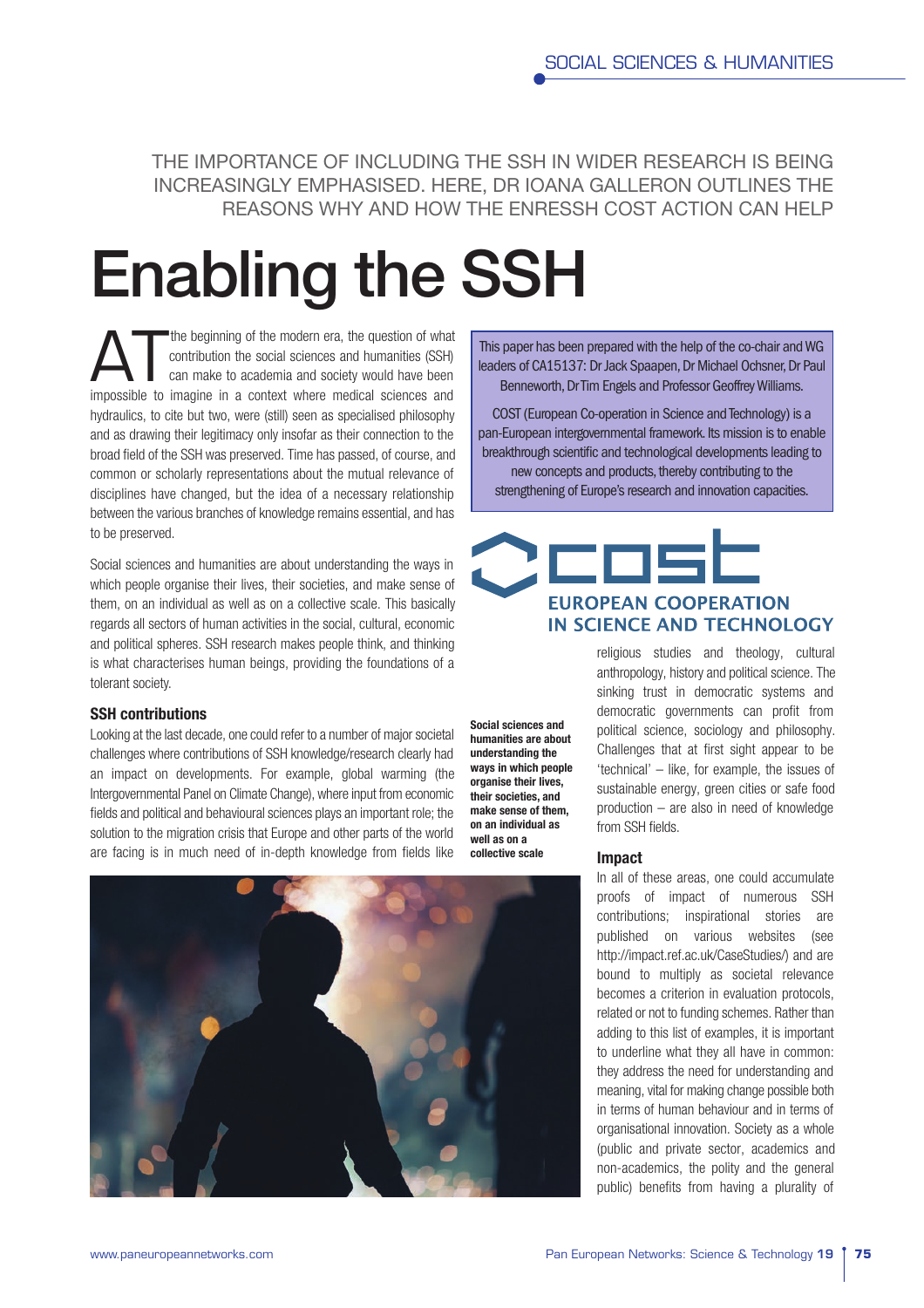THE IMPORTANCE OF INCLUDING THE SSH IN WIDER RESEARCH IS BEING INCREASINGLY EMPHASISED. HERE, DR IOANA GALLERON OUTLINES THE REASONS WHY AND HOW THE ENRESSH COST ACTION CAN HELP

# Enabling the SSH

AT the beginning of the modern era, the question of what contribution the social sciences and humanities (SSH) can make to academia and society would have been impossible to imagine in a context where medical sciences and hydraulics, to cite but two, were (still) seen as specialised philosophy and as drawing their legitimacy only insofar as their connection to the broad field of the SSH was preserved. Time has passed, of course, and common or scholarly representations about the mutual relevance of disciplines have changed, but the idea of a necessary relationship between the various branches of knowledge remains essential, and has to be preserved.

Social sciences and humanities are about understanding the ways in which people organise their lives, their societies, and make sense of them, on an individual as well as on a collective scale. This basically regards all sectors of human activities in the social, cultural, economic and political spheres. SSH research makes people think, and thinking is what characterises human beings, providing the foundations of a tolerant society.

This paper has been prepared with the help of the co-chair and WG leaders of CA15137: Dr Jack Spaapen, Dr Michael Ochsner, Dr Paul Benneworth, Dr Tim Engels and Professor Geoffrey Williams.

COST (European Co-operation in Science and Technology) is a pan-European intergovernmental framework. Its mission is to enable breakthrough scientific and technological developments leading to new concepts and products, thereby contributing to the strengthening of Europe's research and innovation capacities.

COST
EUROPEAN COOPERATION IN SCIENCE AND TECHNOLOGY

## SSH contributions

Looking at the last decade, one could refer to a number of major societal challenges where contributions of SSH knowledge/research clearly had an impact on developments. For example, global warming (the Intergovernmental Panel on Climate Change), where input from economic fields and political and behavioural sciences plays an important role; the solution to the migration crisis that Europe and other parts of the world are facing is in much need of in-depth knowledge from fields like religious studies and theology, cultural anthropology, history and political science. The sinking trust in democratic systems and democratic governments can profit from political science, sociology and philosophy. Challenges that at first sight appear to be 'technical' – like, for example, the issues of sustainable energy, green cities or safe food production – are also in need of knowledge from SSH fields.

**Social sciences and humanities are about understanding the ways in which people organise their lives, their societies, and make sense of them, on an individual as well as on a collective scale**

## Impact

In all of these areas, one could accumulate proofs of impact of numerous SSH contributions; inspirational stories are published on various websites (see http://impact.ref.ac.uk/CaseStudies/) and are bound to multiply as societal relevance becomes a criterion in evaluation protocols, related or not to funding schemes. Rather than adding to this list of examples, it is important to underline what they all have in common: they address the need for understanding and meaning, vital for making change possible both in terms of human behaviour and in terms of organisational innovation. Society as a whole (public and private sector, academics and non-academics, the polity and the general public) benefits from having a plurality of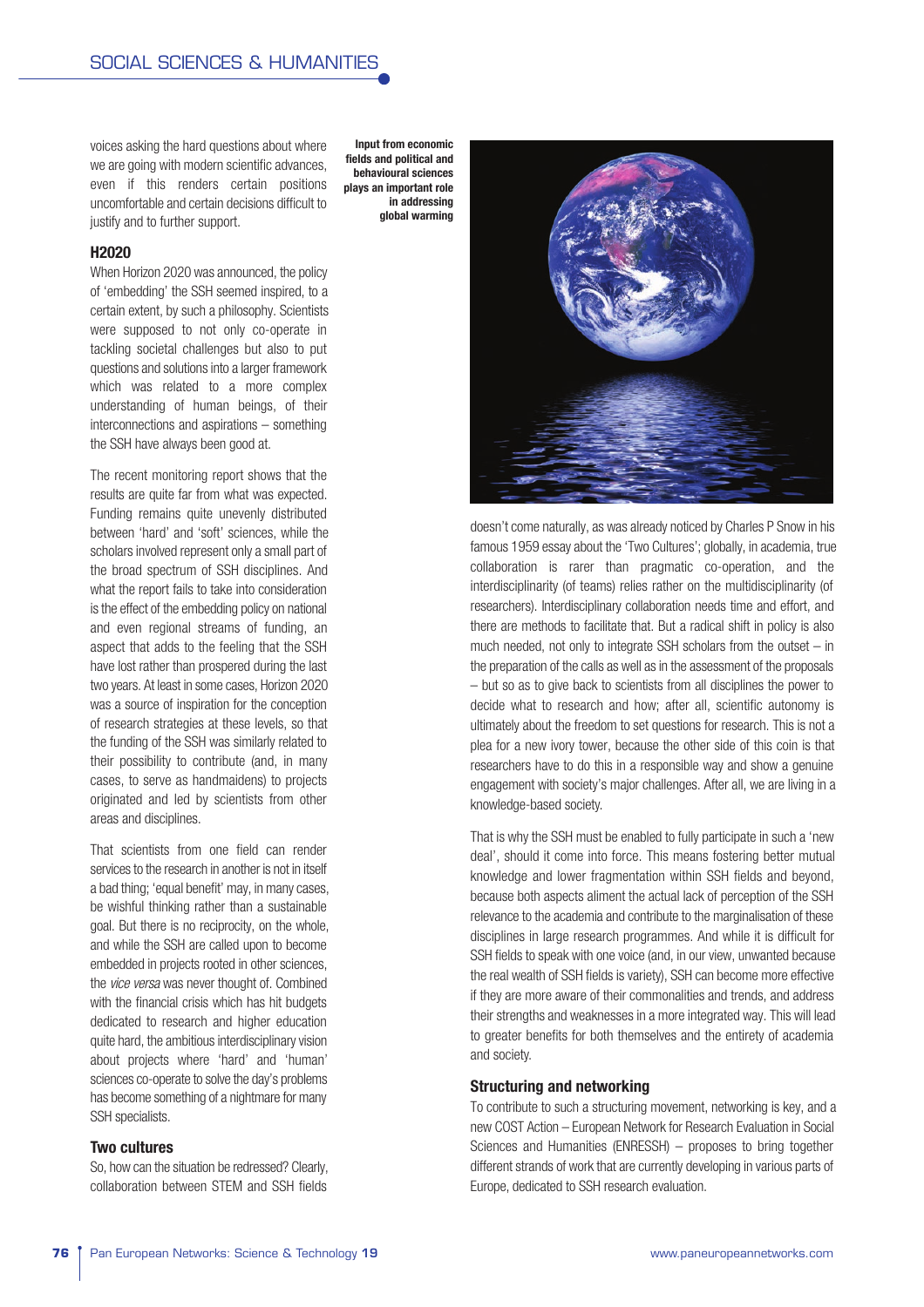voices asking the hard questions about where we are going with modern scientific advances, even if this renders certain positions uncomfortable and certain decisions difficult to justify and to further support.

## H2020

When Horizon 2020 was announced, the policy of 'embedding' the SSH seemed inspired, to a certain extent, by such a philosophy. Scientists were supposed to not only co-operate in tackling societal challenges but also to put questions and solutions into a larger framework which was related to a more complex understanding of human beings, of their interconnections and aspirations – something the SSH have always been good at.

The recent monitoring report shows that the results are quite far from what was expected. Funding remains quite unevenly distributed between 'hard' and 'soft' sciences, while the scholars involved represent only a small part of the broad spectrum of SSH disciplines. And what the report fails to take into consideration is the effect of the embedding policy on national and even regional streams of funding, an aspect that adds to the feeling that the SSH have lost rather than prospered during the last two years. At least in some cases, Horizon 2020 was a source of inspiration for the conception of research strategies at these levels, so that the funding of the SSH was similarly related to their possibility to contribute (and, in many cases, to serve as handmaidens) to projects originated and led by scientists from other areas and disciplines.

That scientists from one field can render services to the research in another is not in itself a bad thing; 'equal benefit' may, in many cases, be wishful thinking rather than a sustainable goal. But there is no reciprocity, on the whole, and while the SSH are called upon to become embedded in projects rooted in other sciences, the *vice versa* was never thought of. Combined with the financial crisis which has hit budgets dedicated to research and higher education quite hard, the ambitious interdisciplinary vision about projects where 'hard' and 'human' sciences co-operate to solve the day's problems has become something of a nightmare for many SSH specialists.

## Two cultures

So, how can the situation be redressed? Clearly, collaboration between STEM and SSH fields doesn't come naturally, as was already noticed by Charles P Snow in his famous 1959 essay about the 'Two Cultures'; globally, in academia, true collaboration is rarer than pragmatic co-operation, and the interdisciplinarity (of teams) relies rather on the multidisciplinarity (of researchers). Interdisciplinary collaboration needs time and effort, and there are methods to facilitate that. But a radical shift in policy is also much needed, not only to integrate SSH scholars from the outset – in the preparation of the calls as well as in the assessment of the proposals – but so as to give back to scientists from all disciplines the power to decide what to research and how; after all, scientific autonomy is ultimately about the freedom to set questions for research. This is not a plea for a new ivory tower, because the other side of this coin is that researchers have to do this in a responsible way and show a genuine engagement with society's major challenges. After all, we are living in a knowledge-based society.

**Input from economic fields and political and behavioural sciences plays an important role in addressing global warming**

That is why the SSH must be enabled to fully participate in such a 'new deal', should it come into force. This means fostering better mutual knowledge and lower fragmentation within SSH fields and beyond, because both aspects aliment the actual lack of perception of the SSH relevance to the academia and contribute to the marginalisation of these disciplines in large research programmes. And while it is difficult for SSH fields to speak with one voice (and, in our view, unwanted because the real wealth of SSH fields is variety), SSH can become more effective if they are more aware of their commonalities and trends, and address their strengths and weaknesses in a more integrated way. This will lead to greater benefits for both themselves and the entirety of academia and society.

## Structuring and networking

To contribute to such a structuring movement, networking is key, and a new COST Action – European Network for Research Evaluation in Social Sciences and Humanities (ENRESSH) – proposes to bring together different strands of work that are currently developing in various parts of Europe, dedicated to SSH research evaluation.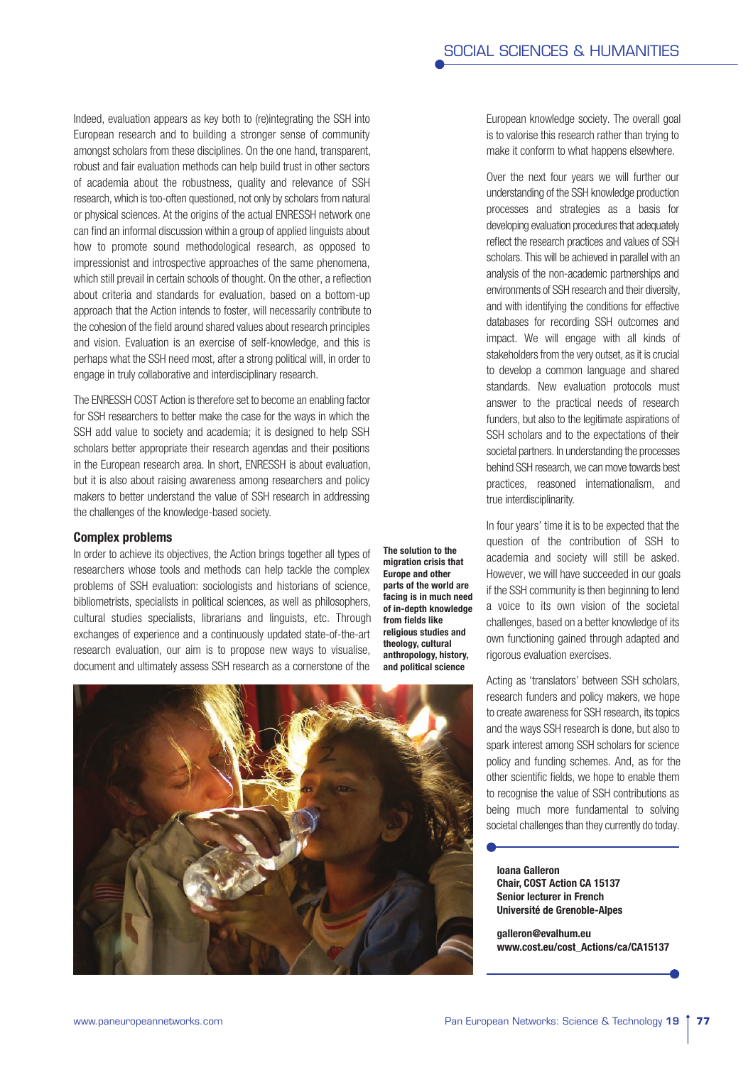Indeed, evaluation appears as key both to (re)integrating the SSH into European research and to building a stronger sense of community amongst scholars from these disciplines. On the one hand, transparent, robust and fair evaluation methods can help build trust in other sectors of academia about the robustness, quality and relevance of SSH research, which is too-often questioned, not only by scholars from natural or physical sciences. At the origins of the actual ENRESSH network one can find an informal discussion within a group of applied linguists about how to promote sound methodological research, as opposed to impressionist and introspective approaches of the same phenomena, which still prevail in certain schools of thought. On the other, a reflection about criteria and standards for evaluation, based on a bottom-up approach that the Action intends to foster, will necessarily contribute to the cohesion of the field around shared values about research principles and vision. Evaluation is an exercise of self-knowledge, and this is perhaps what the SSH need most, after a strong political will, in order to engage in truly collaborative and interdisciplinary research.

The ENRESSH COST Action is therefore set to become an enabling factor for SSH researchers to better make the case for the ways in which the SSH add value to society and academia; it is designed to help SSH scholars better appropriate their research agendas and their positions in the European research area. In short, ENRESSH is about evaluation, but it is also about raising awareness among researchers and policy makers to better understand the value of SSH research in addressing the challenges of the knowledge-based society.

## Complex problems

In order to achieve its objectives, the Action brings together all types of researchers whose tools and methods can help tackle the complex problems of SSH evaluation: sociologists and historians of science, bibliometrists, specialists in political sciences, as well as philosophers, cultural studies specialists, librarians and linguists, etc. Through exchanges of experience and a continuously updated state-of-the-art research evaluation, our aim is to propose new ways to visualise, document and ultimately assess SSH research as a cornerstone of the European knowledge society. The overall goal is to valorise this research rather than trying to make it conform to what happens elsewhere.

**The solution to the migration crisis that Europe and other parts of the world are facing is in much need of in-depth knowledge from fields like religious studies and theology, cultural anthropology, history, and political science**

Over the next four years we will further our understanding of the SSH knowledge production processes and strategies as a basis for developing evaluation procedures that adequately reflect the research practices and values of SSH scholars. This will be achieved in parallel with an analysis of the non-academic partnerships and environments of SSH research and their diversity, and with identifying the conditions for effective databases for recording SSH outcomes and impact. We will engage with all kinds of stakeholders from the very outset, as it is crucial to develop a common language and shared standards. New evaluation protocols must answer to the practical needs of research funders, but also to the legitimate aspirations of SSH scholars and to the expectations of their societal partners. In understanding the processes behind SSH research, we can move towards best practices, reasoned internationalism, and true interdisciplinarity.

In four years' time it is to be expected that the question of the contribution of SSH to academia and society will still be asked. However, we will have succeeded in our goals if the SSH community is then beginning to lend a voice to its own vision of the societal challenges, based on a better knowledge of its own functioning gained through adapted and rigorous evaluation exercises.

Acting as 'translators' between SSH scholars, research funders and policy makers, we hope to create awareness for SSH research, its topics and the ways SSH research is done, but also to spark interest among SSH scholars for science policy and funding schemes. And, as for the other scientific fields, we hope to enable them to recognise the value of SSH contributions as being much more fundamental to solving societal challenges than they currently do today.

**Ioana Galleron**
**Chair, COST Action CA 15137**
**Senior lecturer in French**
**Université de Grenoble-Alpes**

**galleron@evalhum.eu**
**www.cost.eu/cost_Actions/ca/CA15137**